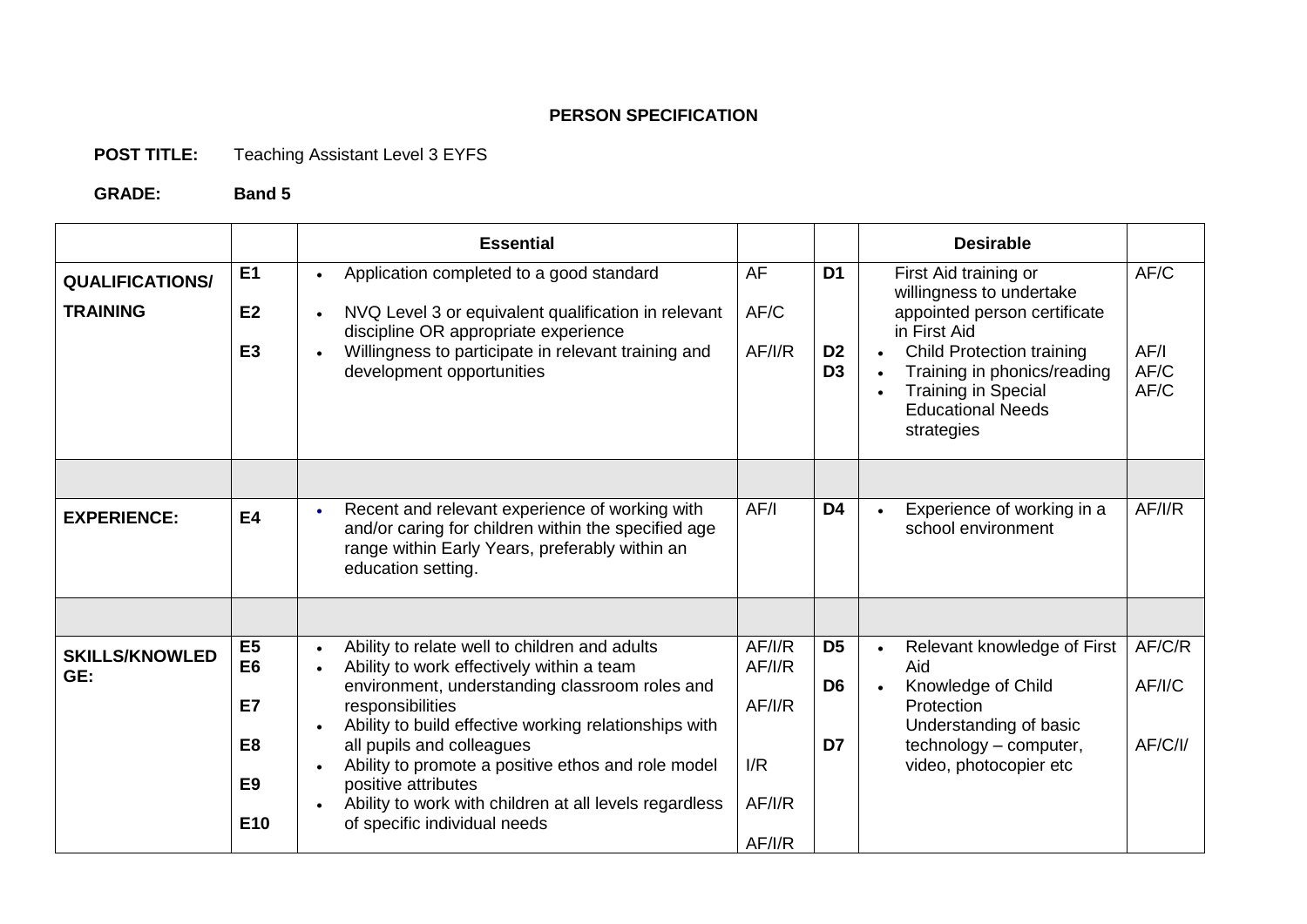**PERSON SPECIFICATION**

**POST TITLE:** Teaching Assistant Level 3 EYFS

**GRADE:** **Band 5**

| | | **Essential** | | | **Desirable** | |
|---|---|---|---|---|---|---|
| **QUALIFICATIONS/ TRAINING** | E1<br>E2<br>E3 | • Application completed to a good standard<br>• NVQ Level 3 or equivalent qualification in relevant discipline OR appropriate experience<br>• Willingness to participate in relevant training and development opportunities | AF<br>AF/C<br>AF/I/R | D1<br>D2<br>D3 | First Aid training or willingness to undertake appointed person certificate in First Aid<br>• Child Protection training<br>• Training in phonics/reading<br>• Training in Special Educational Needs strategies | AF/C<br>AF/I<br>AF/C<br>AF/C |
| | | | | | | |
| **EXPERIENCE:** | E4 | • Recent and relevant experience of working with and/or caring for children within the specified age range within Early Years, preferably within an education setting. | AF/I | D4 | • Experience of working in a school environment | AF/I/R |
| | | | | | | |
| **SKILLS/KNOWLEDGE:** | E5<br>E6<br>E7<br>E8<br>E9<br>E10 | • Ability to relate well to children and adults<br>• Ability to work effectively within a team environment, understanding classroom roles and responsibilities<br>• Ability to build effective working relationships with all pupils and colleagues<br>• Ability to promote a positive ethos and role model positive attributes<br>• Ability to work with children at all levels regardless of specific individual needs | AF/I/R<br>AF/I/R<br>AF/I/R<br>I/R<br>AF/I/R<br>AF/I/R | D5<br>D6<br>D7 | • Relevant knowledge of First Aid<br>• Knowledge of Child Protection<br>Understanding of basic technology – computer, video, photocopier etc | AF/C/R<br>AF/I/C<br>AF/C/I/ |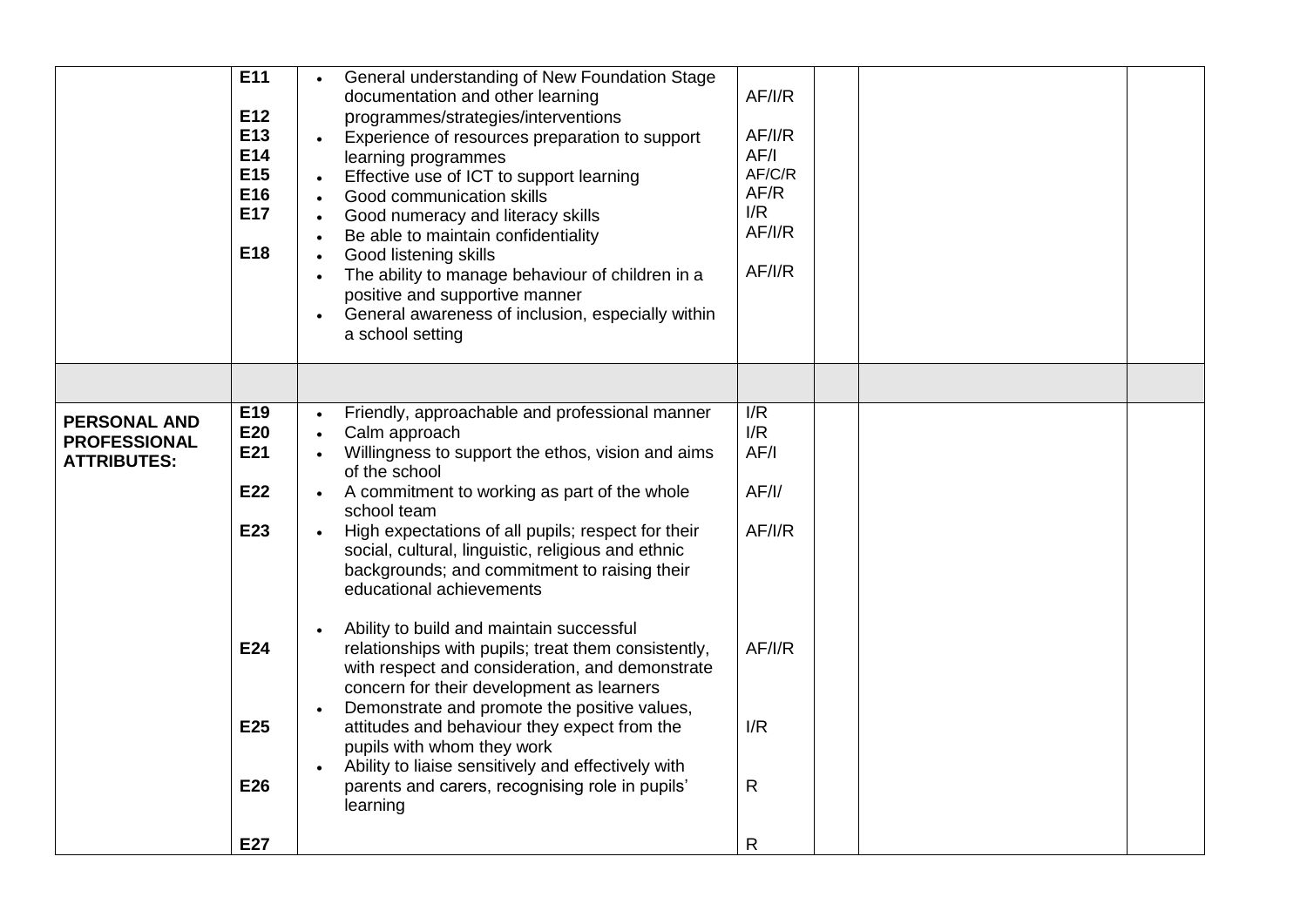| | | | | | | |
|---|---|---|---|---|---|---|
| | E11<br><br>E12<br>E13<br>E14<br>E15<br>E16<br>E17<br><br>E18 | • General understanding of New Foundation Stage documentation and other learning programmes/strategies/interventions<br>• Experience of resources preparation to support learning programmes<br>• Effective use of ICT to support learning<br>• Good communication skills<br>• Good numeracy and literacy skills<br>• Be able to maintain confidentiality<br>• Good listening skills<br>• The ability to manage behaviour of children in a positive and supportive manner<br>• General awareness of inclusion, especially within a school setting | AF/I/R<br><br>AF/I/R<br>AF/I<br>AF/C/R<br>AF/R<br>I/R<br>AF/I/R<br><br>AF/I/R | | | |
| | | | | | | |
| **PERSONAL AND PROFESSIONAL ATTRIBUTES:** | E19<br>E20<br>E21<br><br>E22<br><br>E23<br><br><br><br><br>E24<br><br><br><br>E25<br><br><br>E26<br><br><br>E27 | • Friendly, approachable and professional manner<br>• Calm approach<br>• Willingness to support the ethos, vision and aims of the school<br>• A commitment to working as part of the whole school team<br>• High expectations of all pupils; respect for their social, cultural, linguistic, religious and ethnic backgrounds; and commitment to raising their educational achievements<br>• Ability to build and maintain successful relationships with pupils; treat them consistently, with respect and consideration, and demonstrate concern for their development as learners<br>• Demonstrate and promote the positive values, attitudes and behaviour they expect from the pupils with whom they work<br>• Ability to liaise sensitively and effectively with parents and carers, recognising role in pupils' learning | I/R<br>I/R<br>AF/I<br><br>AF/I/<br><br>AF/I/R<br><br><br><br><br>AF/I/R<br><br><br><br>I/R<br><br><br>R<br><br><br>R | | | |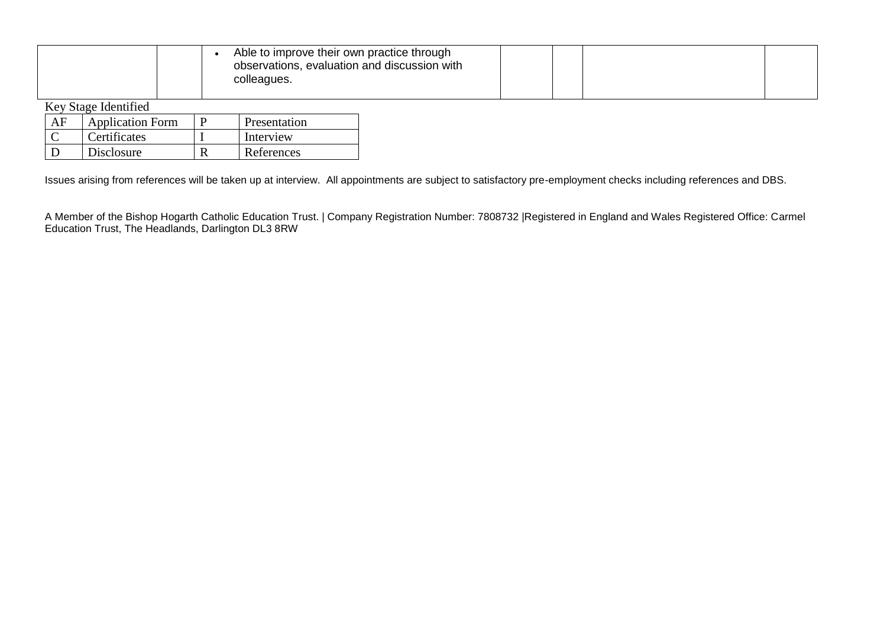| | | | | | | |
|---|---|---|---|---|---|---|
| | | • Able to improve their own practice through observations, evaluation and discussion with colleagues. | | | | |

Key Stage Identified

| | | | |
|---|---|---|---|
| AF | Application Form | P | Presentation |
| C | Certificates | I | Interview |
| D | Disclosure | R | References |

Issues arising from references will be taken up at interview. All appointments are subject to satisfactory pre-employment checks including references and DBS.

A Member of the Bishop Hogarth Catholic Education Trust. | Company Registration Number: 7808732 |Registered in England and Wales Registered Office: Carmel Education Trust, The Headlands, Darlington DL3 8RW